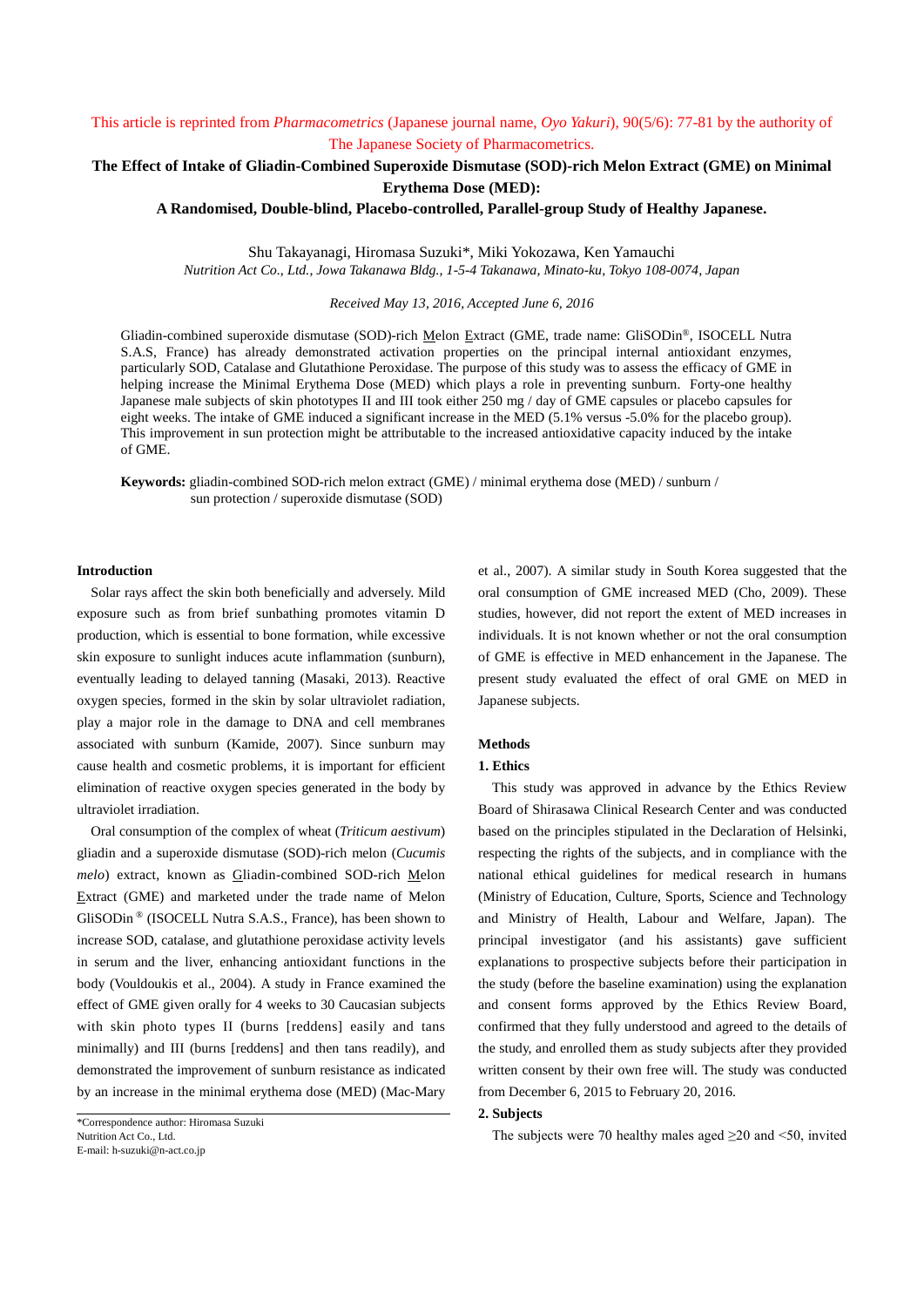This article is reprinted from *Pharmacometrics* (Japanese journal name, *Oyo Yakuri*), 90(5/6): 77-81 by the authority of The Japanese Society of Pharmacometrics.

# The Effect of Intake of Gliadin-Combined Superoxide Dismutase (SOD)-rich Melon Extract (GME) on Minimal Erythema Dose (MED):

## A Randomised, Double-blind, Placebo-controlled, Parallel-group Study of Healthy Japanese.

Shu Takayanagi, Hiromasa Suzuki*, Miki Yokozawa, Ken Yamauchi

*Nutrition Act Co., Ltd., Jowa Takanawa Bldg., 1-5-4 Takanawa, Minato-ku, Tokyo 108-0074, Japan*

*Received May 13, 2016, Accepted June 6, 2016*

Gliadin-combined superoxide dismutase (SOD)-rich Melon Extract (GME, trade name: GliSODin®, ISOCELL Nutra S.A.S, France) has already demonstrated activation properties on the principal internal antioxidant enzymes, particularly SOD, Catalase and Glutathione Peroxidase. The purpose of this study was to assess the efficacy of GME in helping increase the Minimal Erythema Dose (MED) which plays a role in preventing sunburn. Forty-one healthy Japanese male subjects of skin phototypes II and III took either 250 mg / day of GME capsules or placebo capsules for eight weeks. The intake of GME induced a significant increase in the MED (5.1% versus -5.0% for the placebo group). This improvement in sun protection might be attributable to the increased antioxidative capacity induced by the intake of GME.

**Keywords:** gliadin-combined SOD-rich melon extract (GME) / minimal erythema dose (MED) / sunburn / sun protection / superoxide dismutase (SOD)

### Introduction

Solar rays affect the skin both beneficially and adversely. Mild exposure such as from brief sunbathing promotes vitamin D production, which is essential to bone formation, while excessive skin exposure to sunlight induces acute inflammation (sunburn), eventually leading to delayed tanning (Masaki, 2013). Reactive oxygen species, formed in the skin by solar ultraviolet radiation, play a major role in the damage to DNA and cell membranes associated with sunburn (Kamide, 2007). Since sunburn may cause health and cosmetic problems, it is important for efficient elimination of reactive oxygen species generated in the body by ultraviolet irradiation.

Oral consumption of the complex of wheat (*Triticum aestivum*) gliadin and a superoxide dismutase (SOD)-rich melon (*Cucumis melo*) extract, known as Gliadin-combined SOD-rich Melon Extract (GME) and marketed under the trade name of Melon GliSODin® (ISOCELL Nutra S.A.S., France), has been shown to increase SOD, catalase, and glutathione peroxidase activity levels in serum and the liver, enhancing antioxidant functions in the body (Vouldoukis et al., 2004). A study in France examined the effect of GME given orally for 4 weeks to 30 Caucasian subjects with skin photo types II (burns [reddens] easily and tans minimally) and III (burns [reddens] and then tans readily), and demonstrated the improvement of sunburn resistance as indicated by an increase in the minimal erythema dose (MED) (Mac-Mary et al., 2007). A similar study in South Korea suggested that the oral consumption of GME increased MED (Cho, 2009). These studies, however, did not report the extent of MED increases in individuals. It is not known whether or not the oral consumption of GME is effective in MED enhancement in the Japanese. The present study evaluated the effect of oral GME on MED in Japanese subjects.

### Methods

#### 1. Ethics

This study was approved in advance by the Ethics Review Board of Shirasawa Clinical Research Center and was conducted based on the principles stipulated in the Declaration of Helsinki, respecting the rights of the subjects, and in compliance with the national ethical guidelines for medical research in humans (Ministry of Education, Culture, Sports, Science and Technology and Ministry of Health, Labour and Welfare, Japan). The principal investigator (and his assistants) gave sufficient explanations to prospective subjects before their participation in the study (before the baseline examination) using the explanation and consent forms approved by the Ethics Review Board, confirmed that they fully understood and agreed to the details of the study, and enrolled them as study subjects after they provided written consent by their own free will. The study was conducted from December 6, 2015 to February 20, 2016.

#### 2. Subjects

The subjects were 70 healthy males aged ≥20 and <50, invited

*Correspondence author: Hiromasa Suzuki
Nutrition Act Co., Ltd.
E-mail: h-suzuki@n-act.co.jp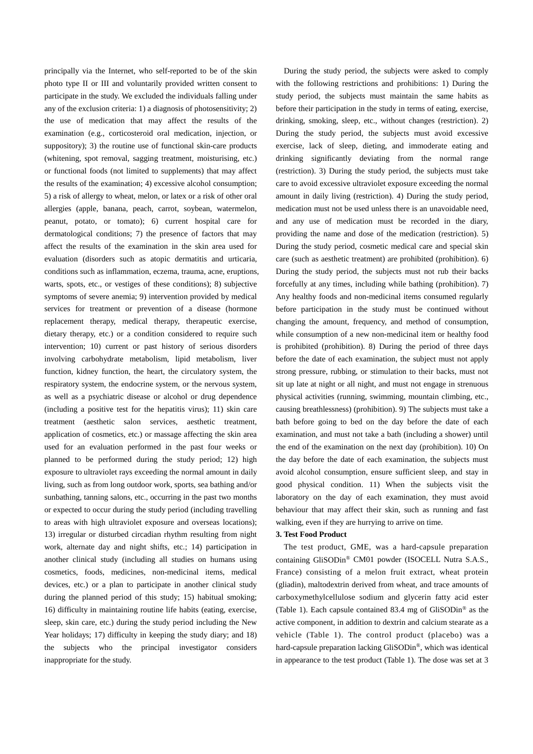principally via the Internet, who self-reported to be of the skin photo type II or III and voluntarily provided written consent to participate in the study. We excluded the individuals falling under any of the exclusion criteria: 1) a diagnosis of photosensitivity; 2) the use of medication that may affect the results of the examination (e.g., corticosteroid oral medication, injection, or suppository); 3) the routine use of functional skin-care products (whitening, spot removal, sagging treatment, moisturising, etc.) or functional foods (not limited to supplements) that may affect the results of the examination; 4) excessive alcohol consumption; 5) a risk of allergy to wheat, melon, or latex or a risk of other oral allergies (apple, banana, peach, carrot, soybean, watermelon, peanut, potato, or tomato); 6) current hospital care for dermatological conditions; 7) the presence of factors that may affect the results of the examination in the skin area used for evaluation (disorders such as atopic dermatitis and urticaria, conditions such as inflammation, eczema, trauma, acne, eruptions, warts, spots, etc., or vestiges of these conditions); 8) subjective symptoms of severe anemia; 9) intervention provided by medical services for treatment or prevention of a disease (hormone replacement therapy, medical therapy, therapeutic exercise, dietary therapy, etc.) or a condition considered to require such intervention; 10) current or past history of serious disorders involving carbohydrate metabolism, lipid metabolism, liver function, kidney function, the heart, the circulatory system, the respiratory system, the endocrine system, or the nervous system, as well as a psychiatric disease or alcohol or drug dependence (including a positive test for the hepatitis virus); 11) skin care treatment (aesthetic salon services, aesthetic treatment, application of cosmetics, etc.) or massage affecting the skin area used for an evaluation performed in the past four weeks or planned to be performed during the study period; 12) high exposure to ultraviolet rays exceeding the normal amount in daily living, such as from long outdoor work, sports, sea bathing and/or sunbathing, tanning salons, etc., occurring in the past two months or expected to occur during the study period (including travelling to areas with high ultraviolet exposure and overseas locations); 13) irregular or disturbed circadian rhythm resulting from night work, alternate day and night shifts, etc.; 14) participation in another clinical study (including all studies on humans using cosmetics, foods, medicines, non-medicinal items, medical devices, etc.) or a plan to participate in another clinical study during the planned period of this study; 15) habitual smoking; 16) difficulty in maintaining routine life habits (eating, exercise, sleep, skin care, etc.) during the study period including the New Year holidays; 17) difficulty in keeping the study diary; and 18) the subjects who the principal investigator considers inappropriate for the study.

During the study period, the subjects were asked to comply with the following restrictions and prohibitions: 1) During the study period, the subjects must maintain the same habits as before their participation in the study in terms of eating, exercise, drinking, smoking, sleep, etc., without changes (restriction). 2) During the study period, the subjects must avoid excessive exercise, lack of sleep, dieting, and immoderate eating and drinking significantly deviating from the normal range (restriction). 3) During the study period, the subjects must take care to avoid excessive ultraviolet exposure exceeding the normal amount in daily living (restriction). 4) During the study period, medication must not be used unless there is an unavoidable need, and any use of medication must be recorded in the diary, providing the name and dose of the medication (restriction). 5) During the study period, cosmetic medical care and special skin care (such as aesthetic treatment) are prohibited (prohibition). 6) During the study period, the subjects must not rub their backs forcefully at any times, including while bathing (prohibition). 7) Any healthy foods and non-medicinal items consumed regularly before participation in the study must be continued without changing the amount, frequency, and method of consumption, while consumption of a new non-medicinal item or healthy food is prohibited (prohibition). 8) During the period of three days before the date of each examination, the subject must not apply strong pressure, rubbing, or stimulation to their backs, must not sit up late at night or all night, and must not engage in strenuous physical activities (running, swimming, mountain climbing, etc., causing breathlessness) (prohibition). 9) The subjects must take a bath before going to bed on the day before the date of each examination, and must not take a bath (including a shower) until the end of the examination on the next day (prohibition). 10) On the day before the date of each examination, the subjects must avoid alcohol consumption, ensure sufficient sleep, and stay in good physical condition. 11) When the subjects visit the laboratory on the day of each examination, they must avoid behaviour that may affect their skin, such as running and fast walking, even if they are hurrying to arrive on time.

**3. Test Food Product**

The test product, GME, was a hard-capsule preparation containing GliSODin® CM01 powder (ISOCELL Nutra S.A.S., France) consisting of a melon fruit extract, wheat protein (gliadin), maltodextrin derived from wheat, and trace amounts of carboxymethylcellulose sodium and glycerin fatty acid ester (Table 1). Each capsule contained 83.4 mg of GliSODin® as the active component, in addition to dextrin and calcium stearate as a vehicle (Table 1). The control product (placebo) was a hard-capsule preparation lacking GliSODin®, which was identical in appearance to the test product (Table 1). The dose was set at 3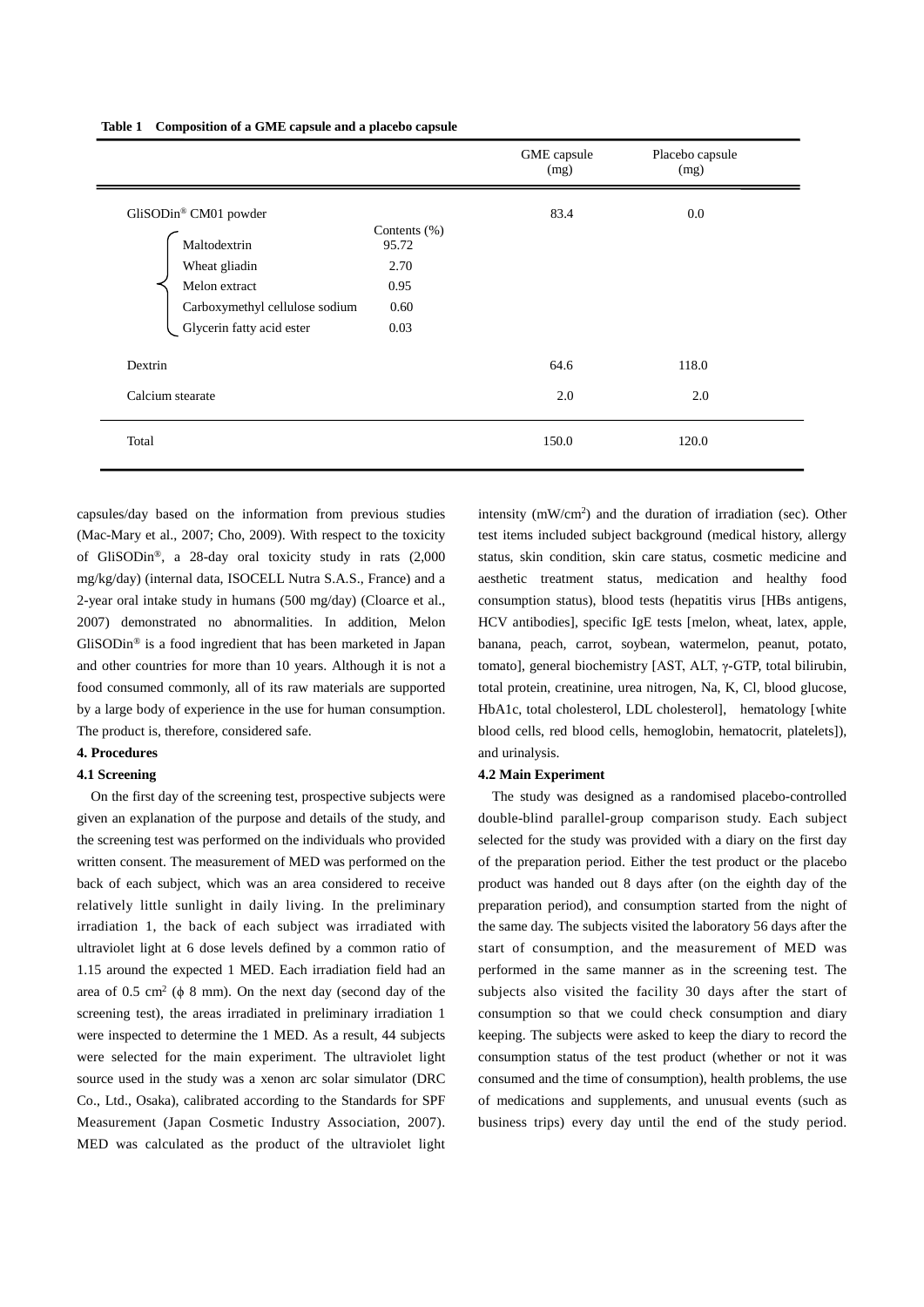**Table 1 Composition of a GME capsule and a placebo capsule**

| | Contents (%) | GME capsule (mg) | Placebo capsule (mg) |
|---|---|---|---|
| GliSODin® CM01 powder | | 83.4 | 0.0 |
| Maltodextrin | 95.72 | | |
| Wheat gliadin | 2.70 | | |
| Melon extract | 0.95 | | |
| Carboxymethyl cellulose sodium | 0.60 | | |
| Glycerin fatty acid ester | 0.03 | | |
| Dextrin | | 64.6 | 118.0 |
| Calcium stearate | | 2.0 | 2.0 |
| Total | | 150.0 | 120.0 |

capsules/day based on the information from previous studies (Mac-Mary et al., 2007; Cho, 2009). With respect to the toxicity of GliSODin®, a 28-day oral toxicity study in rats (2,000 mg/kg/day) (internal data, ISOCELL Nutra S.A.S., France) and a 2-year oral intake study in humans (500 mg/day) (Clorace et al., 2007) demonstrated no abnormalities. In addition, Melon GliSODin® is a food ingredient that has been marketed in Japan and other countries for more than 10 years. Although it is not a food consumed commonly, all of its raw materials are supported by a large body of experience in the use for human consumption. The product is, therefore, considered safe.

### 4. Procedures

#### 4.1 Screening

On the first day of the screening test, prospective subjects were given an explanation of the purpose and details of the study, and the screening test was performed on the individuals who provided written consent. The measurement of MED was performed on the back of each subject, which was an area considered to receive relatively little sunlight in daily living. In the preliminary irradiation 1, the back of each subject was irradiated with ultraviolet light at 6 dose levels defined by a common ratio of 1.15 around the expected 1 MED. Each irradiation field had an area of 0.5 $cm^2$ (ϕ 8 mm). On the next day (second day of the screening test), the areas irradiated in preliminary irradiation 1 were inspected to determine the 1 MED. As a result, 44 subjects were selected for the main experiment. The ultraviolet light source used in the study was a xenon arc solar simulator (DRC Co., Ltd., Osaka), calibrated according to the Standards for SPF Measurement (Japan Cosmetic Industry Association, 2007). MED was calculated as the product of the ultraviolet light intensity ($mW/cm^2$) and the duration of irradiation (sec). Other test items included subject background (medical history, allergy status, skin condition, skin care status, cosmetic medicine and aesthetic treatment status, medication and healthy food consumption status), blood tests (hepatitis virus [HBs antigens, HCV antibodies], specific IgE tests [melon, wheat, latex, apple, banana, peach, carrot, soybean, watermelon, peanut, potato, tomato], general biochemistry [AST, ALT, γ-GTP, total bilirubin, total protein, creatinine, urea nitrogen, Na, K, Cl, blood glucose, HbA1c, total cholesterol, LDL cholesterol], hematology [white blood cells, red blood cells, hemoglobin, hematocrit, platelets]), and urinalysis.

#### 4.2 Main Experiment

The study was designed as a randomised placebo-controlled double-blind parallel-group comparison study. Each subject selected for the study was provided with a diary on the first day of the preparation period. Either the test product or the placebo product was handed out 8 days after (on the eighth day of the preparation period), and consumption started from the night of the same day. The subjects visited the laboratory 56 days after the start of consumption, and the measurement of MED was performed in the same manner as in the screening test. The subjects also visited the facility 30 days after the start of consumption so that we could check consumption and diary keeping. The subjects were asked to keep the diary to record the consumption status of the test product (whether or not it was consumed and the time of consumption), health problems, the use of medications and supplements, and unusual events (such as business trips) every day until the end of the study period.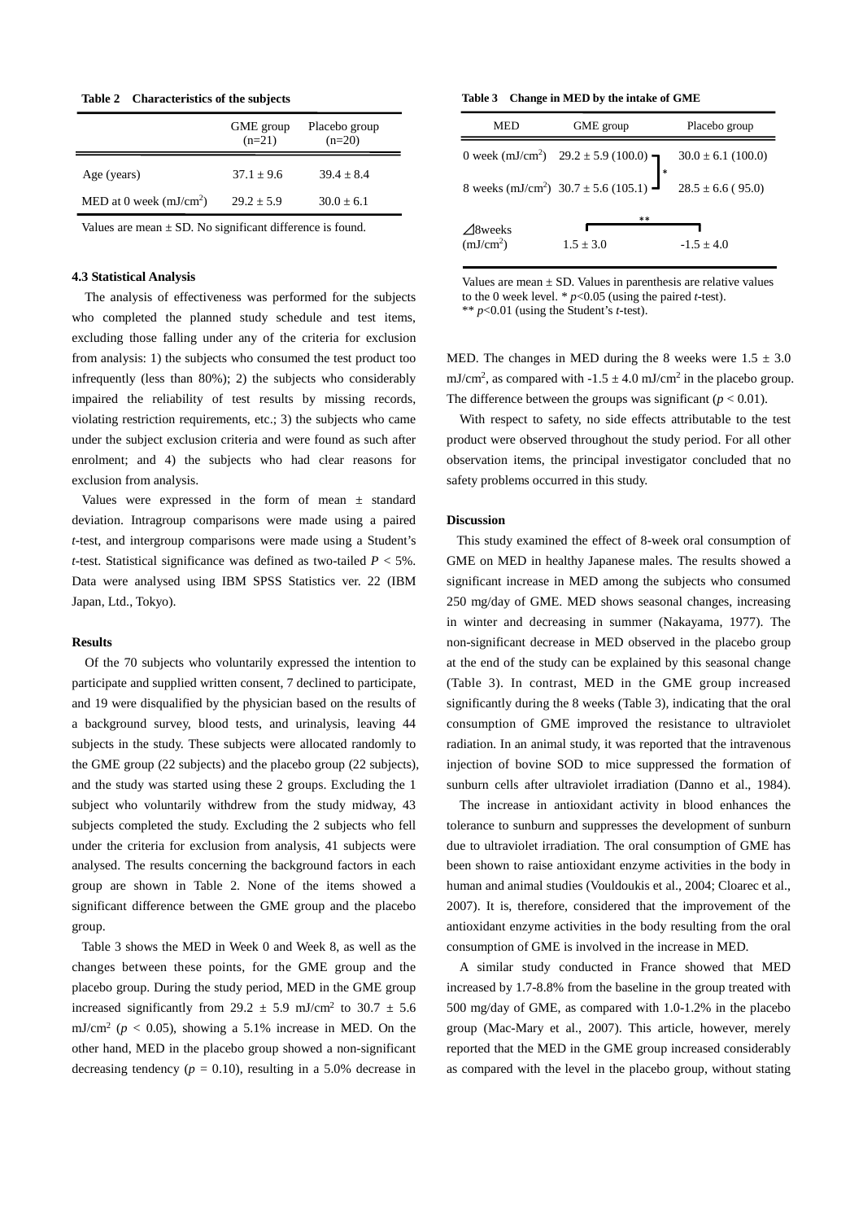**Table 2 Characteristics of the subjects**

| | GME group (n=21) | Placebo group (n=20) |
|---|---|---|
| Age (years) | 37.1 ± 9.6 | 39.4 ± 8.4 |
| MED at 0 week (mJ/cm$^2$) | 29.2 ± 5.9 | 30.0 ± 6.1 |

Values are mean ± SD. No significant difference is found.

### 4.3 Statistical Analysis

The analysis of effectiveness was performed for the subjects who completed the planned study schedule and test items, excluding those falling under any of the criteria for exclusion from analysis: 1) the subjects who consumed the test product too infrequently (less than 80%); 2) the subjects who considerably impaired the reliability of test results by missing records, violating restriction requirements, etc.; 3) the subjects who came under the subject exclusion criteria and were found as such after enrolment; and 4) the subjects who had clear reasons for exclusion from analysis.

Values were expressed in the form of mean ± standard deviation. Intragroup comparisons were made using a paired *t*-test, and intergroup comparisons were made using a Student's *t*-test. Statistical significance was defined as two-tailed $P < 5\%$. Data were analysed using IBM SPSS Statistics ver. 22 (IBM Japan, Ltd., Tokyo).

## Results

Of the 70 subjects who voluntarily expressed the intention to participate and supplied written consent, 7 declined to participate, and 19 were disqualified by the physician based on the results of a background survey, blood tests, and urinalysis, leaving 44 subjects in the study. These subjects were allocated randomly to the GME group (22 subjects) and the placebo group (22 subjects), and the study was started using these 2 groups. Excluding the 1 subject who voluntarily withdrew from the study midway, 43 subjects completed the study. Excluding the 2 subjects who fell under the criteria for exclusion from analysis, 41 subjects were analysed. The results concerning the background factors in each group are shown in Table 2. None of the items showed a significant difference between the GME group and the placebo group.

Table 3 shows the MED in Week 0 and Week 8, as well as the changes between these points, for the GME group and the placebo group. During the study period, MED in the GME group increased significantly from 29.2 ± 5.9 mJ/cm$^2$ to 30.7 ± 5.6 mJ/cm$^2$ ($p < 0.05$), showing a 5.1% increase in MED. On the other hand, MED in the placebo group showed a non-significant decreasing tendency ($p = 0.10$), resulting in a 5.0% decrease in MED. The changes in MED during the 8 weeks were 1.5 ± 3.0 mJ/cm$^2$, as compared with -1.5 ± 4.0 mJ/cm$^2$ in the placebo group. The difference between the groups was significant ($p < 0.01$).

**Table 3 Change in MED by the intake of GME**

| MED | GME group | Placebo group |
|---|---|---|
| 0 week (mJ/cm$^2$) | 29.2 ± 5.9 (100.0) | 30.0 ± 6.1 (100.0) |
| 8 weeks (mJ/cm$^2$) | 30.7 ± 5.6 (105.1) * | 28.5 ± 6.6 ( 95.0) |
| ⊿8weeks (mJ/cm$^2$) | 1.5 ± 3.0 ** | -1.5 ± 4.0 |

Values are mean ± SD. Values in parenthesis are relative values to the 0 week level. * $p<0.05$ (using the paired *t*-test). ** $p<0.01$ (using the Student's *t*-test).

With respect to safety, no side effects attributable to the test product were observed throughout the study period. For all other observation items, the principal investigator concluded that no safety problems occurred in this study.

## Discussion

This study examined the effect of 8-week oral consumption of GME on MED in healthy Japanese males. The results showed a significant increase in MED among the subjects who consumed 250 mg/day of GME. MED shows seasonal changes, increasing in winter and decreasing in summer (Nakayama, 1977). The non-significant decrease in MED observed in the placebo group at the end of the study can be explained by this seasonal change (Table 3). In contrast, MED in the GME group increased significantly during the 8 weeks (Table 3), indicating that the oral consumption of GME improved the resistance to ultraviolet radiation. In an animal study, it was reported that the intravenous injection of bovine SOD to mice suppressed the formation of sunburn cells after ultraviolet irradiation (Danno et al., 1984).

The increase in antioxidant activity in blood enhances the tolerance to sunburn and suppresses the development of sunburn due to ultraviolet irradiation. The oral consumption of GME has been shown to raise antioxidant enzyme activities in the body in human and animal studies (Vouldoukis et al., 2004; Cloarec et al., 2007). It is, therefore, considered that the improvement of the antioxidant enzyme activities in the body resulting from the oral consumption of GME is involved in the increase in MED.

A similar study conducted in France showed that MED increased by 1.7-8.8% from the baseline in the group treated with 500 mg/day of GME, as compared with 1.0-1.2% in the placebo group (Mac-Mary et al., 2007). This article, however, merely reported that the MED in the GME group increased considerably as compared with the level in the placebo group, without stating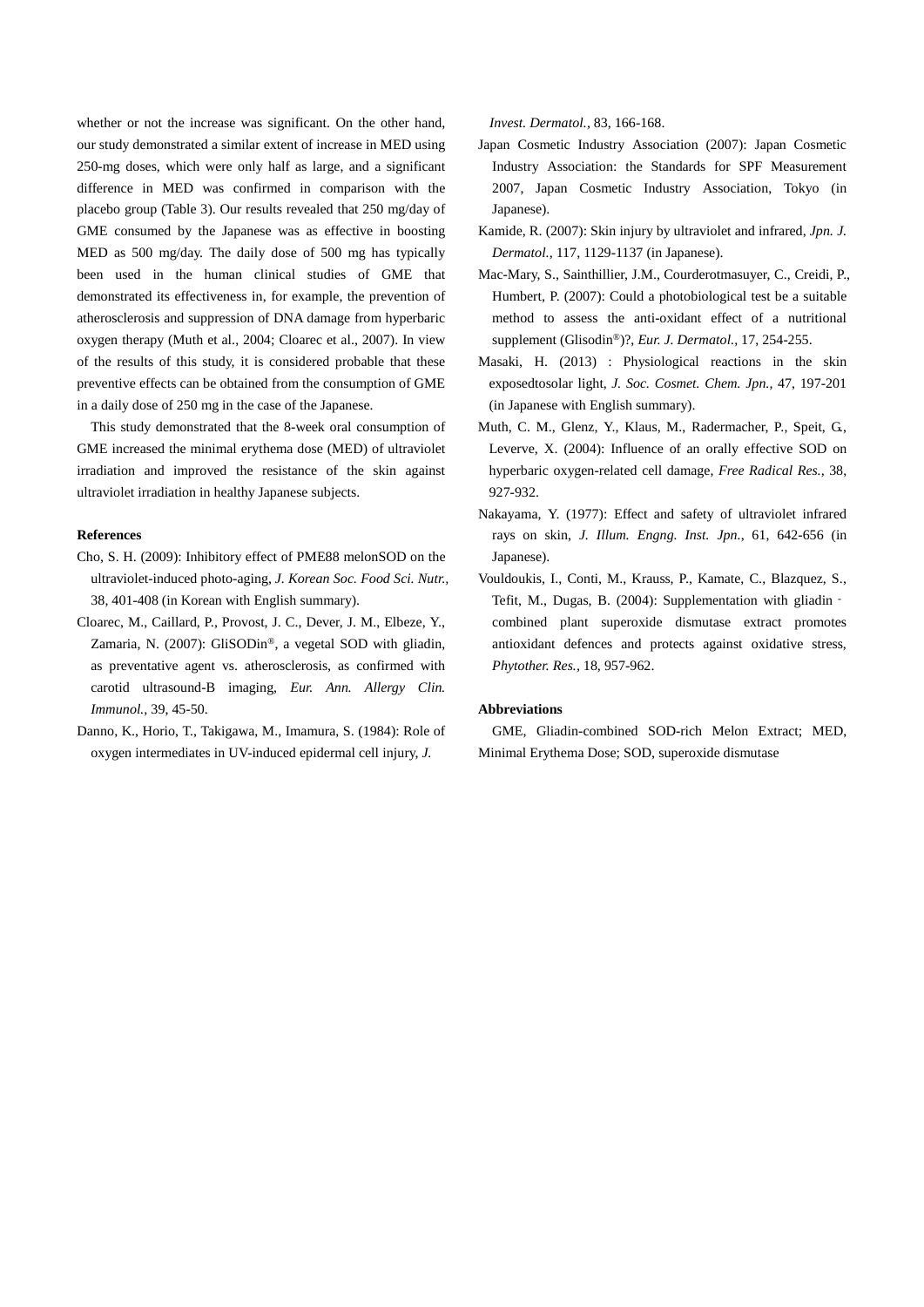whether or not the increase was significant. On the other hand, our study demonstrated a similar extent of increase in MED using 250-mg doses, which were only half as large, and a significant difference in MED was confirmed in comparison with the placebo group (Table 3). Our results revealed that 250 mg/day of GME consumed by the Japanese was as effective in boosting MED as 500 mg/day. The daily dose of 500 mg has typically been used in the human clinical studies of GME that demonstrated its effectiveness in, for example, the prevention of atherosclerosis and suppression of DNA damage from hyperbaric oxygen therapy (Muth et al., 2004; Cloarec et al., 2007). In view of the results of this study, it is considered probable that these preventive effects can be obtained from the consumption of GME in a daily dose of 250 mg in the case of the Japanese.

This study demonstrated that the 8-week oral consumption of GME increased the minimal erythema dose (MED) of ultraviolet irradiation and improved the resistance of the skin against ultraviolet irradiation in healthy Japanese subjects.

**References**

Cho, S. H. (2009): Inhibitory effect of PME88 melonSOD on the ultraviolet-induced photo-aging, *J. Korean Soc. Food Sci. Nutr.*, 38, 401-408 (in Korean with English summary).

Cloarec, M., Caillard, P., Provost, J. C., Dever, J. M., Elbeze, Y., Zamaria, N. (2007): GliSODin®, a vegetal SOD with gliadin, as preventative agent vs. atherosclerosis, as confirmed with carotid ultrasound-B imaging, *Eur. Ann. Allergy Clin. Immunol.*, 39, 45-50.

Danno, K., Horio, T., Takigawa, M., Imamura, S. (1984): Role of oxygen intermediates in UV-induced epidermal cell injury, *J. Invest. Dermatol.*, 83, 166-168.

Japan Cosmetic Industry Association (2007): Japan Cosmetic Industry Association: the Standards for SPF Measurement 2007, Japan Cosmetic Industry Association, Tokyo (in Japanese).

Kamide, R. (2007): Skin injury by ultraviolet and infrared, *Jpn. J. Dermatol.*, 117, 1129-1137 (in Japanese).

Mac-Mary, S., Sainthillier, J.M., Courderotmasuyer, C., Creidi, P., Humbert, P. (2007): Could a photobiological test be a suitable method to assess the anti-oxidant effect of a nutritional supplement (Glisodin®)?, *Eur. J. Dermatol.*, 17, 254-255.

Masaki, H. (2013) : Physiological reactions in the skin exposedtosolar light, *J. Soc. Cosmet. Chem. Jpn.*, 47, 197-201 (in Japanese with English summary).

Muth, C. M., Glenz, Y., Klaus, M., Radermacher, P., Speit, G., Leverve, X. (2004): Influence of an orally effective SOD on hyperbaric oxygen-related cell damage, *Free Radical Res.*, 38, 927-932.

Nakayama, Y. (1977): Effect and safety of ultraviolet infrared rays on skin, *J. Illum. Engng. Inst. Jpn.*, 61, 642-656 (in Japanese).

Vouldoukis, I., Conti, M., Krauss, P., Kamate, C., Blazquez, S., Tefit, M., Dugas, B. (2004): Supplementation with gliadin-combined plant superoxide dismutase extract promotes antioxidant defences and protects against oxidative stress, *Phytother. Res.*, 18, 957-962.

**Abbreviations**

GME, Gliadin-combined SOD-rich Melon Extract; MED, Minimal Erythema Dose; SOD, superoxide dismutase